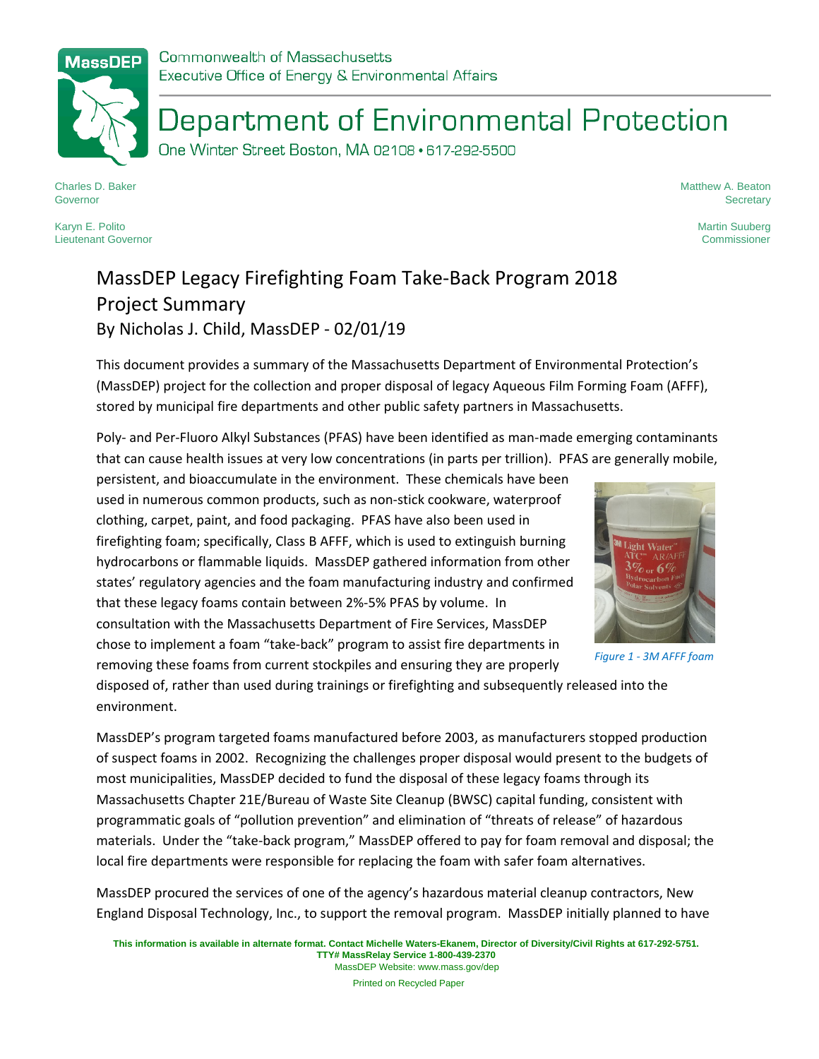MassDEP

Commonwealth of Massachusetts
Executive Office of Energy & Environmental Affairs

# Department of Environmental Protection

One Winter Street Boston, MA 02108 • 617-292-5500

Charles D. Baker
Governor

Karyn E. Polito
Lieutenant Governor

Matthew A. Beaton
Secretary

Martin Suuberg
Commissioner

## MassDEP Legacy Firefighting Foam Take-Back Program 2018 Project Summary

By Nicholas J. Child, MassDEP - 02/01/19

This document provides a summary of the Massachusetts Department of Environmental Protection's (MassDEP) project for the collection and proper disposal of legacy Aqueous Film Forming Foam (AFFF), stored by municipal fire departments and other public safety partners in Massachusetts.

Poly- and Per-Fluoro Alkyl Substances (PFAS) have been identified as man-made emerging contaminants that can cause health issues at very low concentrations (in parts per trillion). PFAS are generally mobile, persistent, and bioaccumulate in the environment. These chemicals have been used in numerous common products, such as non-stick cookware, waterproof clothing, carpet, paint, and food packaging. PFAS have also been used in firefighting foam; specifically, Class B AFFF, which is used to extinguish burning hydrocarbons or flammable liquids. MassDEP gathered information from other states' regulatory agencies and the foam manufacturing industry and confirmed that these legacy foams contain between 2%-5% PFAS by volume. In consultation with the Massachusetts Department of Fire Services, MassDEP chose to implement a foam "take-back" program to assist fire departments in removing these foams from current stockpiles and ensuring they are properly disposed of, rather than used during trainings or firefighting and subsequently released into the environment.

*Figure 1 - 3M AFFF foam*

MassDEP's program targeted foams manufactured before 2003, as manufacturers stopped production of suspect foams in 2002. Recognizing the challenges proper disposal would present to the budgets of most municipalities, MassDEP decided to fund the disposal of these legacy foams through its Massachusetts Chapter 21E/Bureau of Waste Site Cleanup (BWSC) capital funding, consistent with programmatic goals of "pollution prevention" and elimination of "threats of release" of hazardous materials. Under the "take-back program," MassDEP offered to pay for foam removal and disposal; the local fire departments were responsible for replacing the foam with safer foam alternatives.

MassDEP procured the services of one of the agency's hazardous material cleanup contractors, New England Disposal Technology, Inc., to support the removal program. MassDEP initially planned to have

**This information is available in alternate format. Contact Michelle Waters-Ekanem, Director of Diversity/Civil Rights at 617-292-5751.**
**TTY# MassRelay Service 1-800-439-2370**
MassDEP Website: www.mass.gov/dep

Printed on Recycled Paper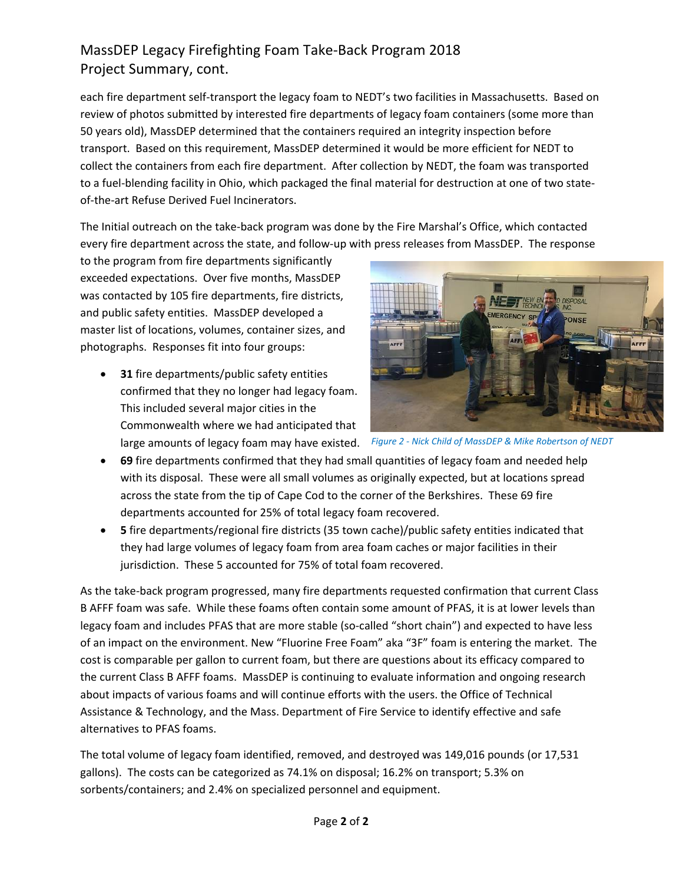# MassDEP Legacy Firefighting Foam Take-Back Program 2018
## Project Summary, cont.

each fire department self-transport the legacy foam to NEDT's two facilities in Massachusetts. Based on review of photos submitted by interested fire departments of legacy foam containers (some more than 50 years old), MassDEP determined that the containers required an integrity inspection before transport. Based on this requirement, MassDEP determined it would be more efficient for NEDT to collect the containers from each fire department. After collection by NEDT, the foam was transported to a fuel-blending facility in Ohio, which packaged the final material for destruction at one of two state-of-the-art Refuse Derived Fuel Incinerators.

The Initial outreach on the take-back program was done by the Fire Marshal's Office, which contacted every fire department across the state, and follow-up with press releases from MassDEP. The response to the program from fire departments significantly exceeded expectations. Over five months, MassDEP was contacted by 105 fire departments, fire districts, and public safety entities. MassDEP developed a master list of locations, volumes, container sizes, and photographs. Responses fit into four groups:

*Figure 2 - Nick Child of MassDEP & Mike Robertson of NEDT*

- **31** fire departments/public safety entities confirmed that they no longer had legacy foam. This included several major cities in the Commonwealth where we had anticipated that large amounts of legacy foam may have existed.
- **69** fire departments confirmed that they had small quantities of legacy foam and needed help with its disposal. These were all small volumes as originally expected, but at locations spread across the state from the tip of Cape Cod to the corner of the Berkshires. These 69 fire departments accounted for 25% of total legacy foam recovered.
- **5** fire departments/regional fire districts (35 town cache)/public safety entities indicated that they had large volumes of legacy foam from area foam caches or major facilities in their jurisdiction. These 5 accounted for 75% of total foam recovered.

As the take-back program progressed, many fire departments requested confirmation that current Class B AFFF foam was safe. While these foams often contain some amount of PFAS, it is at lower levels than legacy foam and includes PFAS that are more stable (so-called "short chain") and expected to have less of an impact on the environment. New "Fluorine Free Foam" aka "3F" foam is entering the market. The cost is comparable per gallon to current foam, but there are questions about its efficacy compared to the current Class B AFFF foams. MassDEP is continuing to evaluate information and ongoing research about impacts of various foams and will continue efforts with the users. the Office of Technical Assistance & Technology, and the Mass. Department of Fire Service to identify effective and safe alternatives to PFAS foams.

The total volume of legacy foam identified, removed, and destroyed was 149,016 pounds (or 17,531 gallons). The costs can be categorized as 74.1% on disposal; 16.2% on transport; 5.3% on sorbents/containers; and 2.4% on specialized personnel and equipment.